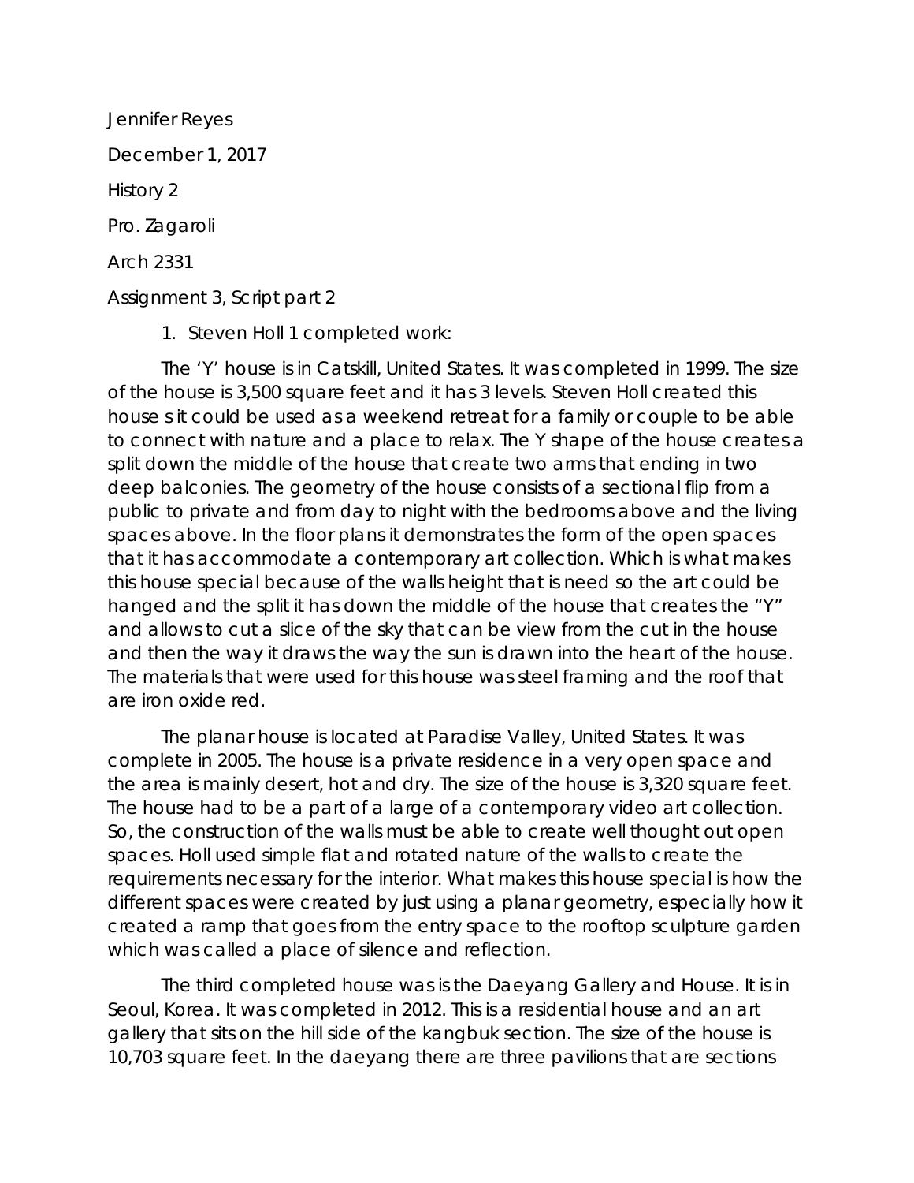Jennifer Reyes

December 1, 2017

History 2

Pro. Zagaroli

Arch 2331

Assignment 3, Script part 2

1. Steven Holl 1 completed work:

The 'Y' house is in Catskill, United States. It was completed in 1999. The size of the house is 3,500 square feet and it has 3 levels. Steven Holl created this house s it could be used as a weekend retreat for a family or couple to be able to connect with nature and a place to relax. The Y shape of the house creates a split down the middle of the house that create two arms that ending in two deep balconies. The geometry of the house consists of a sectional flip from a public to private and from day to night with the bedrooms above and the living spaces above. In the floor plans it demonstrates the form of the open spaces that it has accommodate a contemporary art collection. Which is what makes this house special because of the walls height that is need so the art could be hanged and the split it has down the middle of the house that creates the "Y" and allows to cut a slice of the sky that can be view from the cut in the house and then the way it draws the way the sun is drawn into the heart of the house. The materials that were used for this house was steel framing and the roof that are iron oxide red.

The planar house is located at Paradise Valley, United States. It was complete in 2005. The house is a private residence in a very open space and the area is mainly desert, hot and dry. The size of the house is 3,320 square feet. The house had to be a part of a large of a contemporary video art collection. So, the construction of the walls must be able to create well thought out open spaces. Holl used simple flat and rotated nature of the walls to create the requirements necessary for the interior. What makes this house special is how the different spaces were created by just using a planar geometry, especially how it created a ramp that goes from the entry space to the rooftop sculpture garden which was called a place of silence and reflection.

The third completed house was is the Daeyang Gallery and House. It is in Seoul, Korea. It was completed in 2012. This is a residential house and an art gallery that sits on the hill side of the kangbuk section. The size of the house is 10,703 square feet. In the daeyang there are three pavilions that are sections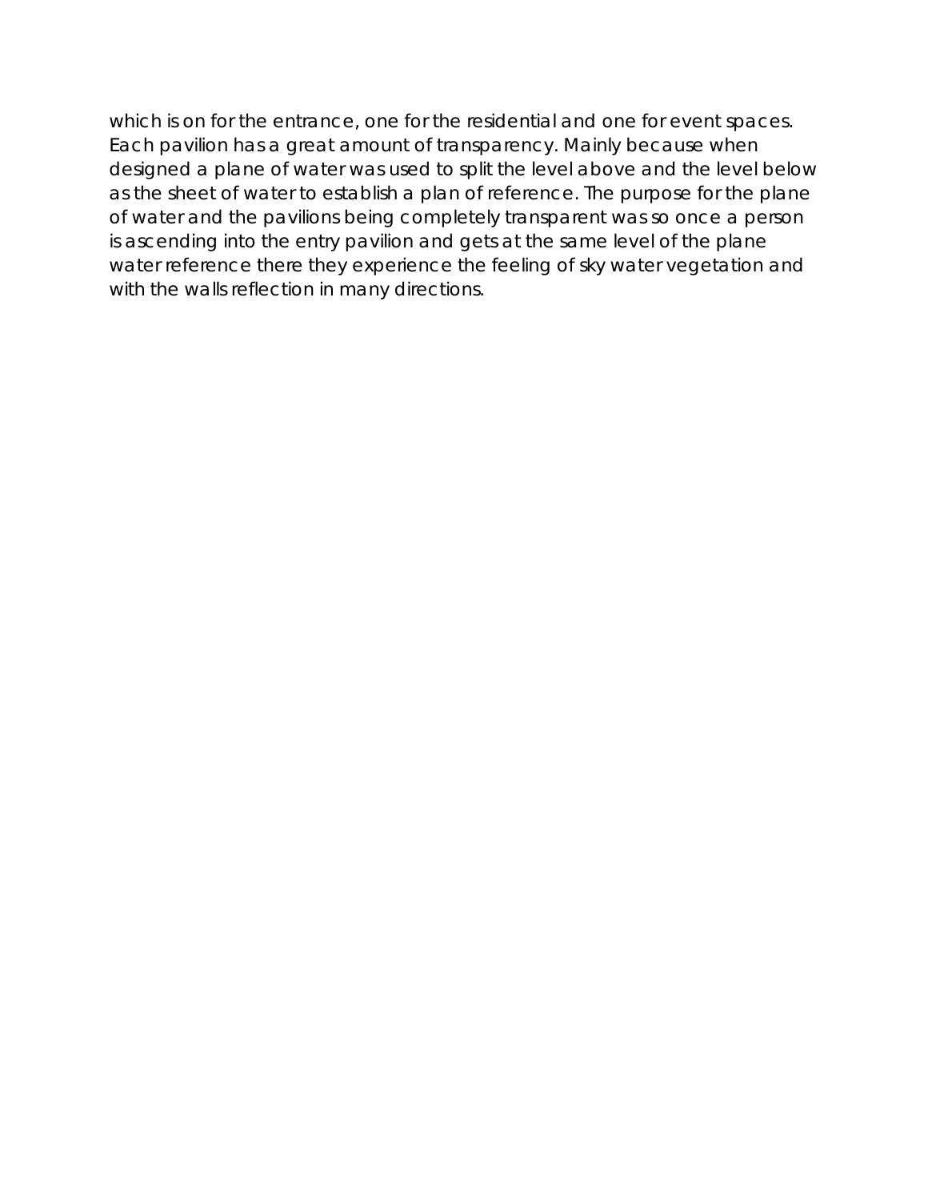which is on for the entrance, one for the residential and one for event spaces. Each pavilion has a great amount of transparency. Mainly because when designed a plane of water was used to split the level above and the level below as the sheet of water to establish a plan of reference. The purpose for the plane of water and the pavilions being completely transparent was so once a person is ascending into the entry pavilion and gets at the same level of the plane water reference there they experience the feeling of sky water vegetation and with the walls reflection in many directions.